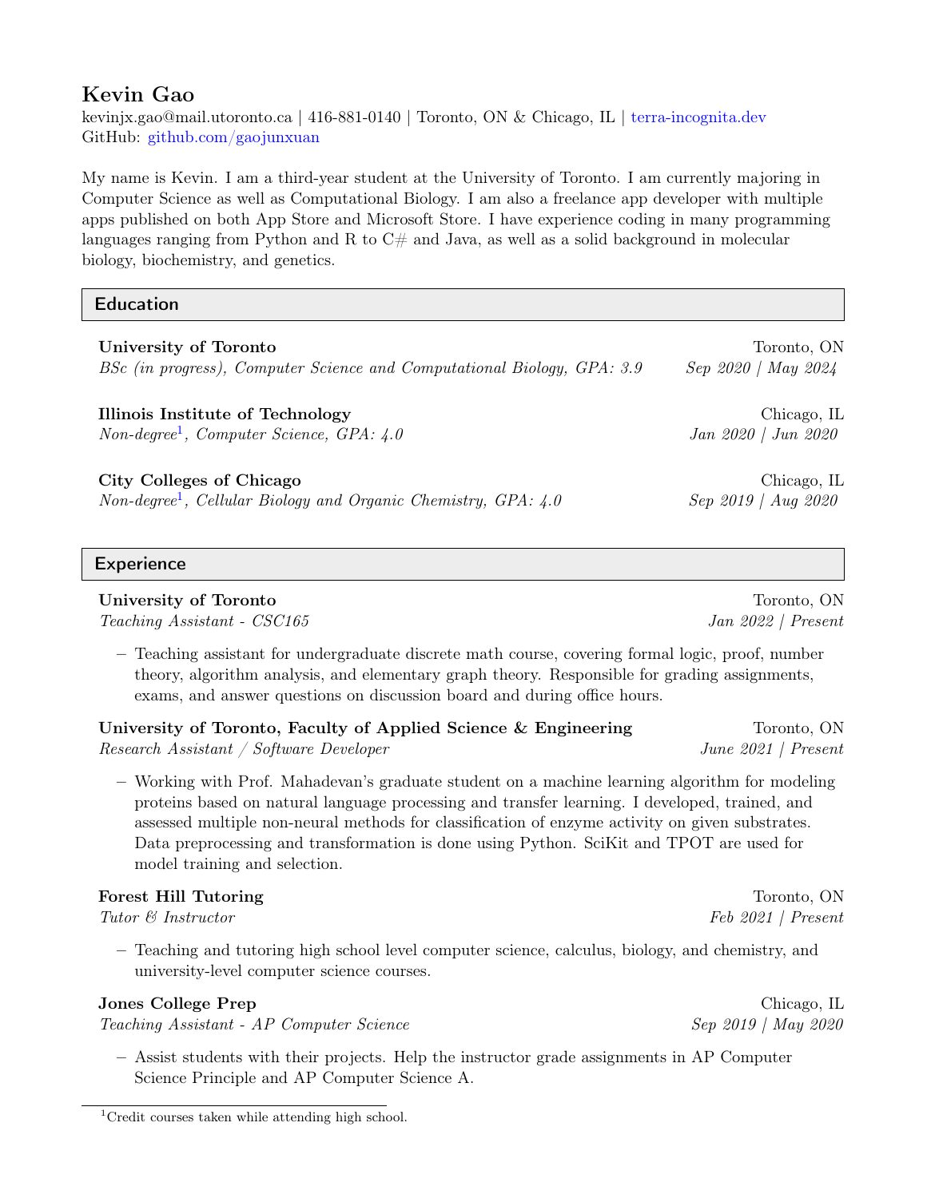# Kevin Gao

kevinjx.gao@mail.utoronto.ca | 416-881-0140 | Toronto, ON & Chicago, IL | terra-incognita.dev
GitHub: github.com/gaojunxuan

My name is Kevin. I am a third-year student at the University of Toronto. I am currently majoring in Computer Science as well as Computational Biology. I am also a freelance app developer with multiple apps published on both App Store and Microsoft Store. I have experience coding in many programming languages ranging from Python and R to C# and Java, as well as a solid background in molecular biology, biochemistry, and genetics.

## Education

**University of Toronto** — Toronto, ON
*BSc (in progress), Computer Science and Computational Biology, GPA: 3.9* — *Sep 2020 | May 2024*

**Illinois Institute of Technology** — Chicago, IL
*Non-degree[1], Computer Science, GPA: 4.0* — *Jan 2020 | Jun 2020*

**City Colleges of Chicago** — Chicago, IL
*Non-degree[1], Cellular Biology and Organic Chemistry, GPA: 4.0* — *Sep 2019 | Aug 2020*

## Experience

**University of Toronto** — Toronto, ON
*Teaching Assistant - CSC165* — *Jan 2022 | Present*

- Teaching assistant for undergraduate discrete math course, covering formal logic, proof, number theory, algorithm analysis, and elementary graph theory. Responsible for grading assignments, exams, and answer questions on discussion board and during office hours.

**University of Toronto, Faculty of Applied Science & Engineering** — Toronto, ON
*Research Assistant / Software Developer* — *June 2021 | Present*

- Working with Prof. Mahadevan's graduate student on a machine learning algorithm for modeling proteins based on natural language processing and transfer learning. I developed, trained, and assessed multiple non-neural methods for classification of enzyme activity on given substrates. Data preprocessing and transformation is done using Python. SciKit and TPOT are used for model training and selection.

**Forest Hill Tutoring** — Toronto, ON
*Tutor & Instructor* — *Feb 2021 | Present*

- Teaching and tutoring high school level computer science, calculus, biology, and chemistry, and university-level computer science courses.

**Jones College Prep** — Chicago, IL
*Teaching Assistant - AP Computer Science* — *Sep 2019 | May 2020*

- Assist students with their projects. Help the instructor grade assignments in AP Computer Science Principle and AP Computer Science A.

[1] Credit courses taken while attending high school.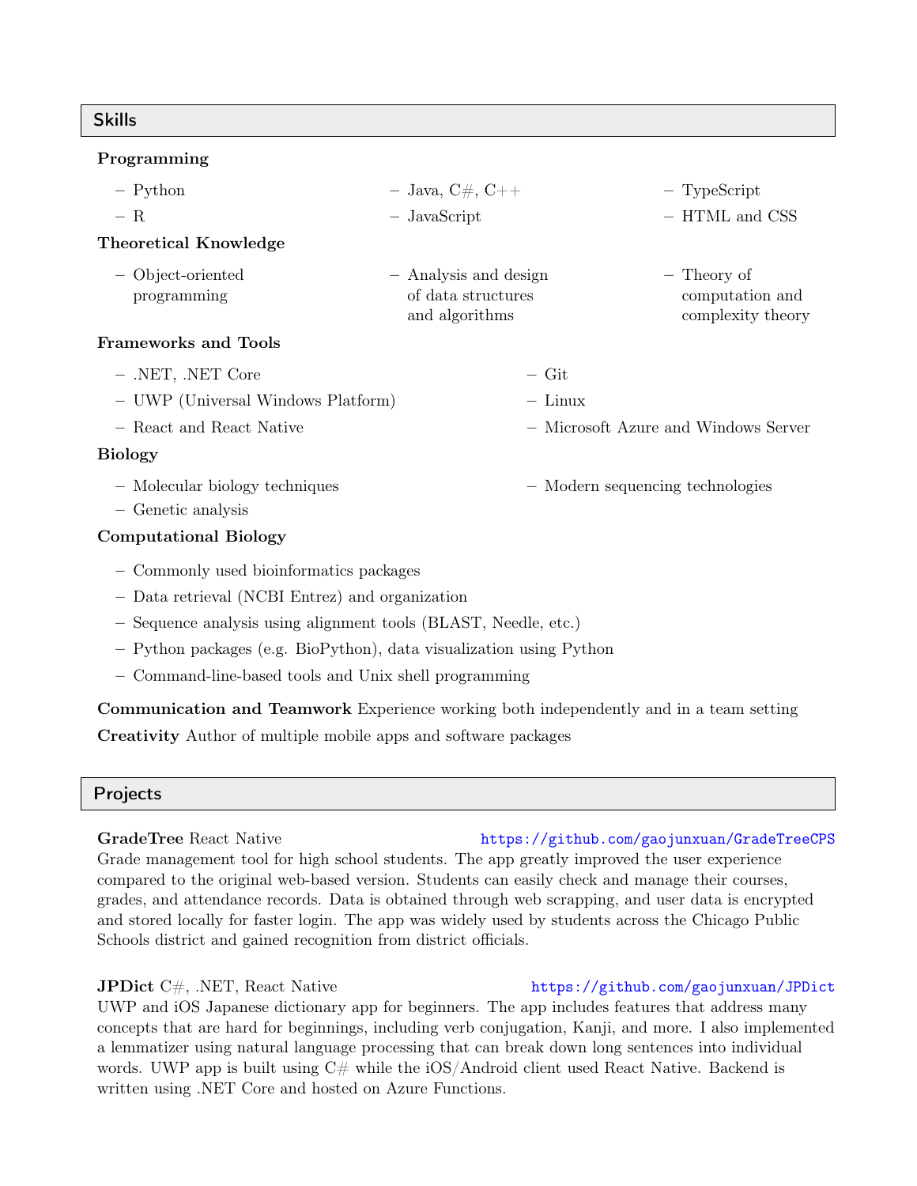## Skills

### Programming

- Python
- R
- Java, C#, C++
- JavaScript
- TypeScript
- HTML and CSS

### Theoretical Knowledge

- Object-oriented programming
- Analysis and design of data structures and algorithms
- Theory of computation and complexity theory

### Frameworks and Tools

- .NET, .NET Core
- UWP (Universal Windows Platform)
- React and React Native
- Git
- Linux
- Microsoft Azure and Windows Server

### Biology

- Molecular biology techniques
- Genetic analysis
- Modern sequencing technologies

### Computational Biology

- Commonly used bioinformatics packages
- Data retrieval (NCBI Entrez) and organization
- Sequence analysis using alignment tools (BLAST, Needle, etc.)
- Python packages (e.g. BioPython), data visualization using Python
- Command-line-based tools and Unix shell programming

**Communication and Teamwork** Experience working both independently and in a team setting

**Creativity** Author of multiple mobile apps and software packages

## Projects

**GradeTree** React Native https://github.com/gaojunxuan/GradeTreeCPS

Grade management tool for high school students. The app greatly improved the user experience compared to the original web-based version. Students can easily check and manage their courses, grades, and attendance records. Data is obtained through web scrapping, and user data is encrypted and stored locally for faster login. The app was widely used by students across the Chicago Public Schools district and gained recognition from district officials.

**JPDict** C#, .NET, React Native https://github.com/gaojunxuan/JPDict

UWP and iOS Japanese dictionary app for beginners. The app includes features that address many concepts that are hard for beginnings, including verb conjugation, Kanji, and more. I also implemented a lemmatizer using natural language processing that can break down long sentences into individual words. UWP app is built using C# while the iOS/Android client used React Native. Backend is written using .NET Core and hosted on Azure Functions.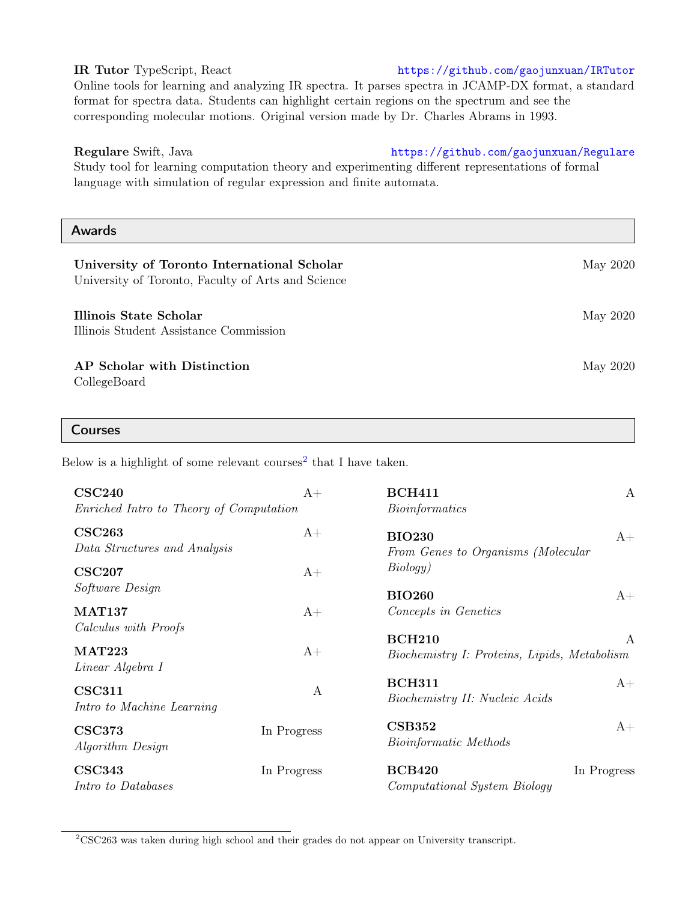**IR Tutor** TypeScript, React https://github.com/gaojunxuan/IRTutor

Online tools for learning and analyzing IR spectra. It parses spectra in JCAMP-DX format, a standard format for spectra data. Students can highlight certain regions on the spectrum and see the corresponding molecular motions. Original version made by Dr. Charles Abrams in 1993.

**Regulare** Swift, Java https://github.com/gaojunxuan/Regulare

Study tool for learning computation theory and experimenting different representations of formal language with simulation of regular expression and finite automata.

## Awards

**University of Toronto International Scholar** — May 2020
University of Toronto, Faculty of Arts and Science

**Illinois State Scholar** — May 2020
Illinois Student Assistance Commission

**AP Scholar with Distinction** — May 2020
CollegeBoard

## Courses

Below is a highlight of some relevant courses[2] that I have taken.

| Course | Grade |
|---|---|
| **CSC240** *Enriched Intro to Theory of Computation* | A+ |
| **CSC263** *Data Structures and Analysis* | A+ |
| **CSC207** *Software Design* | A+ |
| **MAT137** *Calculus with Proofs* | A+ |
| **MAT223** *Linear Algebra I* | A+ |
| **CSC311** *Intro to Machine Learning* | A |
| **CSC373** *Algorithm Design* | In Progress |
| **CSC343** *Intro to Databases* | In Progress |
| **BCH411** *Bioinformatics* | A |
| **BIO230** *From Genes to Organisms (Molecular Biology)* | A+ |
| **BIO260** *Concepts in Genetics* | A+ |
| **BCH210** *Biochemistry I: Proteins, Lipids, Metabolism* | A |
| **BCH311** *Biochemistry II: Nucleic Acids* | A+ |
| **CSB352** *Bioinformatic Methods* | A+ |
| **BCB420** *Computational System Biology* | In Progress |

[2] CSC263 was taken during high school and their grades do not appear on University transcript.